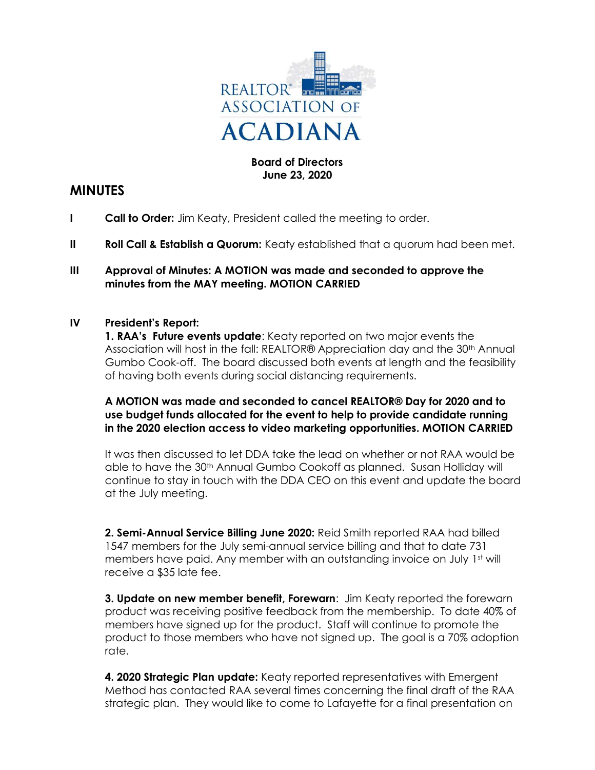REALTOR® ASSOCIATION OF ACADIANA

**Board of Directors**
**June 23, 2020**

## MINUTES

**I** **Call to Order:** Jim Keaty, President called the meeting to order.

**II** **Roll Call & Establish a Quorum:** Keaty established that a quorum had been met.

**III** **Approval of Minutes: A MOTION was made and seconded to approve the minutes from the MAY meeting. MOTION CARRIED**

**IV** **President's Report:**

**1. RAA's Future events update**: Keaty reported on two major events the Association will host in the fall: REALTOR® Appreciation day and the 30th Annual Gumbo Cook-off. The board discussed both events at length and the feasibility of having both events during social distancing requirements.

**A MOTION was made and seconded to cancel REALTOR® Day for 2020 and to use budget funds allocated for the event to help to provide candidate running in the 2020 election access to video marketing opportunities. MOTION CARRIED**

It was then discussed to let DDA take the lead on whether or not RAA would be able to have the 30th Annual Gumbo Cookoff as planned. Susan Holliday will continue to stay in touch with the DDA CEO on this event and update the board at the July meeting.

**2. Semi-Annual Service Billing June 2020:** Reid Smith reported RAA had billed 1547 members for the July semi-annual service billing and that to date 731 members have paid. Any member with an outstanding invoice on July 1st will receive a $35 late fee.

**3. Update on new member benefit, Forewarn**: Jim Keaty reported the forewarn product was receiving positive feedback from the membership. To date 40% of members have signed up for the product. Staff will continue to promote the product to those members who have not signed up. The goal is a 70% adoption rate.

**4. 2020 Strategic Plan update:** Keaty reported representatives with Emergent Method has contacted RAA several times concerning the final draft of the RAA strategic plan. They would like to come to Lafayette for a final presentation on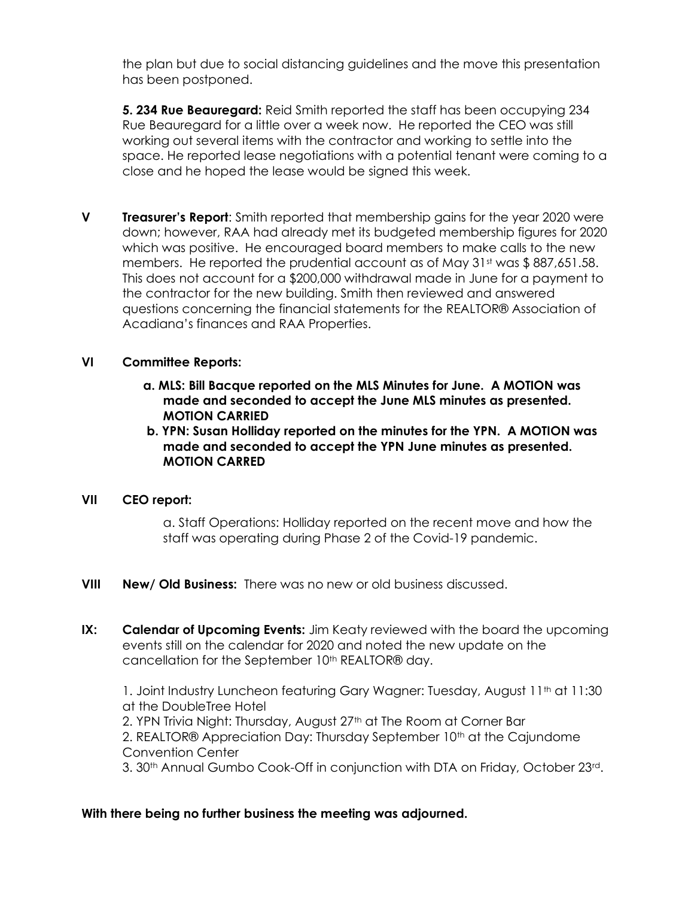the plan but due to social distancing guidelines and the move this presentation has been postponed.

**5. 234 Rue Beauregard:** Reid Smith reported the staff has been occupying 234 Rue Beauregard for a little over a week now. He reported the CEO was still working out several items with the contractor and working to settle into the space. He reported lease negotiations with a potential tenant were coming to a close and he hoped the lease would be signed this week.

**V Treasurer's Report**: Smith reported that membership gains for the year 2020 were down; however, RAA had already met its budgeted membership figures for 2020 which was positive. He encouraged board members to make calls to the new members. He reported the prudential account as of May 31st was $ 887,651.58. This does not account for a $200,000 withdrawal made in June for a payment to the contractor for the new building. Smith then reviewed and answered questions concerning the financial statements for the REALTOR® Association of Acadiana's finances and RAA Properties.

**VI Committee Reports:**

**a. MLS: Bill Bacque reported on the MLS Minutes for June. A MOTION was made and seconded to accept the June MLS minutes as presented. MOTION CARRIED**

**b. YPN: Susan Holliday reported on the minutes for the YPN. A MOTION was made and seconded to accept the YPN June minutes as presented. MOTION CARRED**

**VII CEO report:**

a. Staff Operations: Holliday reported on the recent move and how the staff was operating during Phase 2 of the Covid-19 pandemic.

**VIII New/ Old Business:** There was no new or old business discussed.

**IX: Calendar of Upcoming Events:** Jim Keaty reviewed with the board the upcoming events still on the calendar for 2020 and noted the new update on the cancellation for the September 10th REALTOR® day.

1. Joint Industry Luncheon featuring Gary Wagner: Tuesday, August 11th at 11:30 at the DoubleTree Hotel
2. YPN Trivia Night: Thursday, August 27th at The Room at Corner Bar
2. REALTOR® Appreciation Day: Thursday September 10th at the Cajundome Convention Center
3. 30th Annual Gumbo Cook-Off in conjunction with DTA on Friday, October 23rd.

**With there being no further business the meeting was adjourned.**